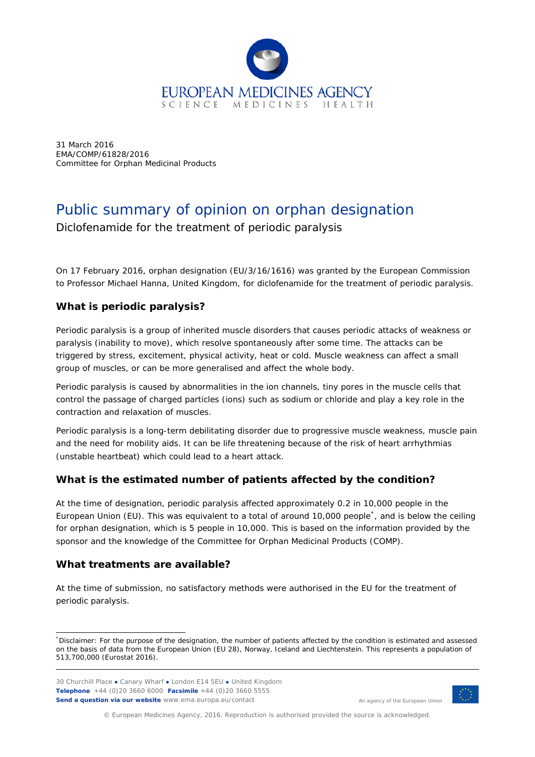EUROPEAN MEDICINES AGENCY
SCIENCE MEDICINES HEALTH

31 March 2016
EMA/COMP/61828/2016
Committee for Orphan Medicinal Products

# Public summary of opinion on orphan designation

Diclofenamide for the treatment of periodic paralysis

On 17 February 2016, orphan designation (EU/3/16/1616) was granted by the European Commission to Professor Michael Hanna, United Kingdom, for diclofenamide for the treatment of periodic paralysis.

## What is periodic paralysis?

Periodic paralysis is a group of inherited muscle disorders that causes periodic attacks of weakness or paralysis (inability to move), which resolve spontaneously after some time. The attacks can be triggered by stress, excitement, physical activity, heat or cold. Muscle weakness can affect a small group of muscles, or can be more generalised and affect the whole body.

Periodic paralysis is caused by abnormalities in the ion channels, tiny pores in the muscle cells that control the passage of charged particles (ions) such as sodium or chloride and play a key role in the contraction and relaxation of muscles.

Periodic paralysis is a long-term debilitating disorder due to progressive muscle weakness, muscle pain and the need for mobility aids. It can be life threatening because of the risk of heart arrhythmias (unstable heartbeat) which could lead to a heart attack.

## What is the estimated number of patients affected by the condition?

At the time of designation, periodic paralysis affected approximately 0.2 in 10,000 people in the European Union (EU). This was equivalent to a total of around 10,000 people*, and is below the ceiling for orphan designation, which is 5 people in 10,000. This is based on the information provided by the sponsor and the knowledge of the Committee for Orphan Medicinal Products (COMP).

## What treatments are available?

At the time of submission, no satisfactory methods were authorised in the EU for the treatment of periodic paralysis.

*Disclaimer: For the purpose of the designation, the number of patients affected by the condition is estimated and assessed on the basis of data from the European Union (EU 28), Norway, Iceland and Liechtenstein. This represents a population of 513,700,000 (Eurostat 2016).

30 Churchill Place ● Canary Wharf ● London E14 5EU ● United Kingdom
**Telephone** +44 (0)20 3660 6000 **Facsimile** +44 (0)20 3660 5555
**Send a question via our website** www.ema.europa.eu/contact

An agency of the European Union

© European Medicines Agency, 2016. Reproduction is authorised provided the source is acknowledged.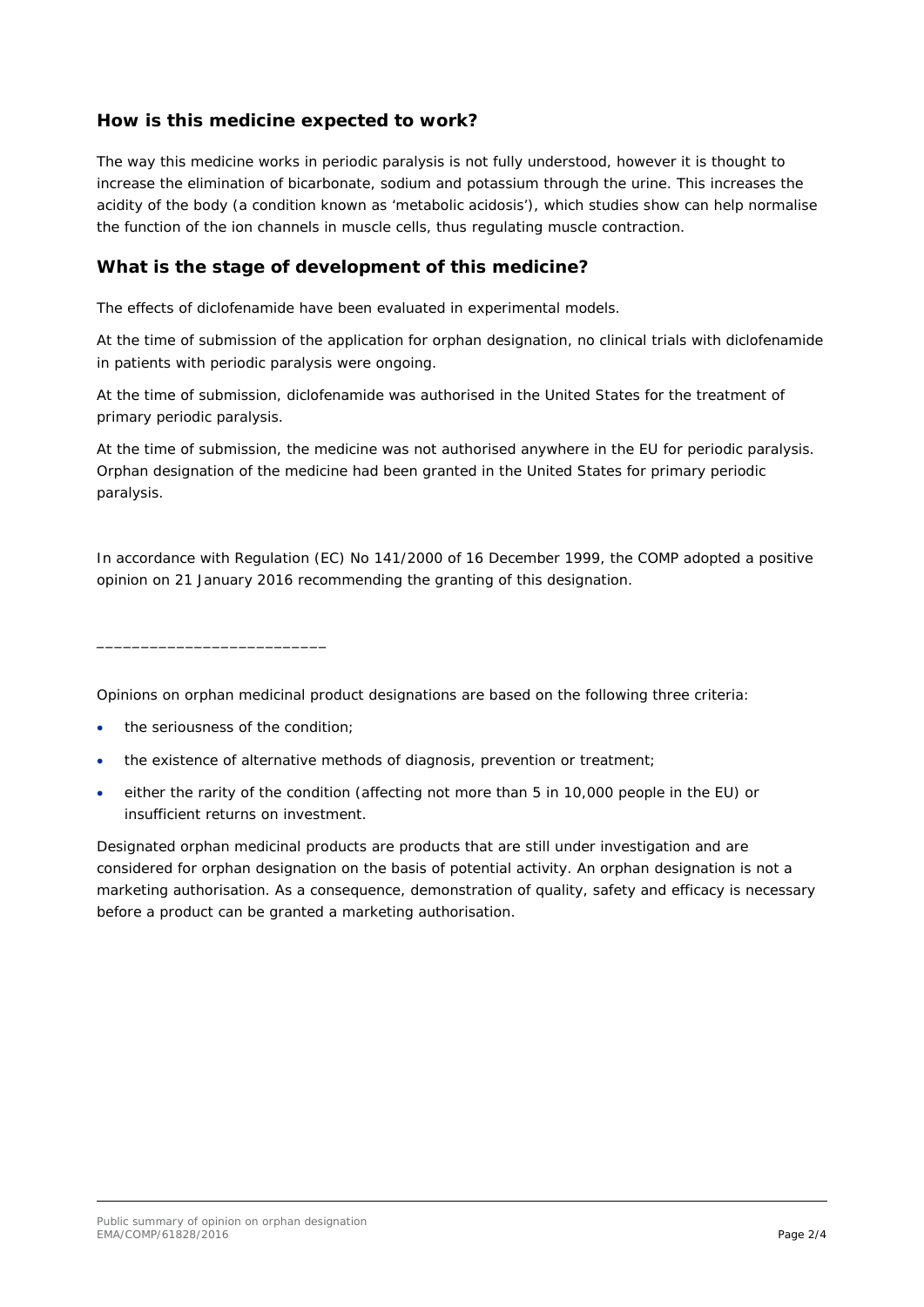## How is this medicine expected to work?

The way this medicine works in periodic paralysis is not fully understood, however it is thought to increase the elimination of bicarbonate, sodium and potassium through the urine. This increases the acidity of the body (a condition known as 'metabolic acidosis'), which studies show can help normalise the function of the ion channels in muscle cells, thus regulating muscle contraction.

## What is the stage of development of this medicine?

The effects of diclofenamide have been evaluated in experimental models.

At the time of submission of the application for orphan designation, no clinical trials with diclofenamide in patients with periodic paralysis were ongoing.

At the time of submission, diclofenamide was authorised in the United States for the treatment of primary periodic paralysis.

At the time of submission, the medicine was not authorised anywhere in the EU for periodic paralysis. Orphan designation of the medicine had been granted in the United States for primary periodic paralysis.

In accordance with Regulation (EC) No 141/2000 of 16 December 1999, the COMP adopted a positive opinion on 21 January 2016 recommending the granting of this designation.

___________________________

Opinions on orphan medicinal product designations are based on the following three criteria:

- the seriousness of the condition;
- the existence of alternative methods of diagnosis, prevention or treatment;
- either the rarity of the condition (affecting not more than 5 in 10,000 people in the EU) or insufficient returns on investment.

Designated orphan medicinal products are products that are still under investigation and are considered for orphan designation on the basis of potential activity. An orphan designation is not a marketing authorisation. As a consequence, demonstration of quality, safety and efficacy is necessary before a product can be granted a marketing authorisation.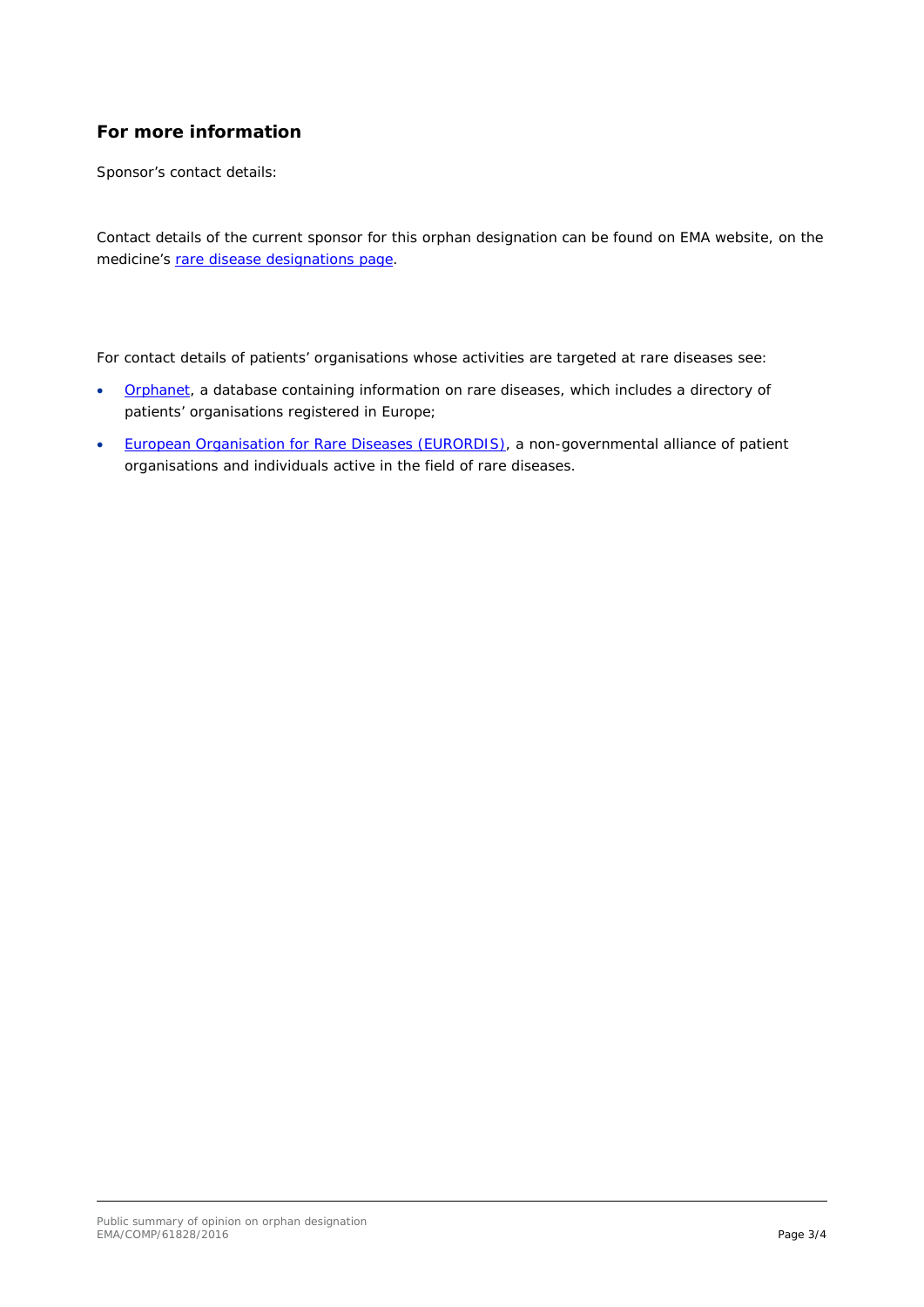## For more information

Sponsor's contact details:

Contact details of the current sponsor for this orphan designation can be found on EMA website, on the medicine's rare disease designations page.

For contact details of patients' organisations whose activities are targeted at rare diseases see:

- Orphanet, a database containing information on rare diseases, which includes a directory of patients' organisations registered in Europe;
- European Organisation for Rare Diseases (EURORDIS), a non-governmental alliance of patient organisations and individuals active in the field of rare diseases.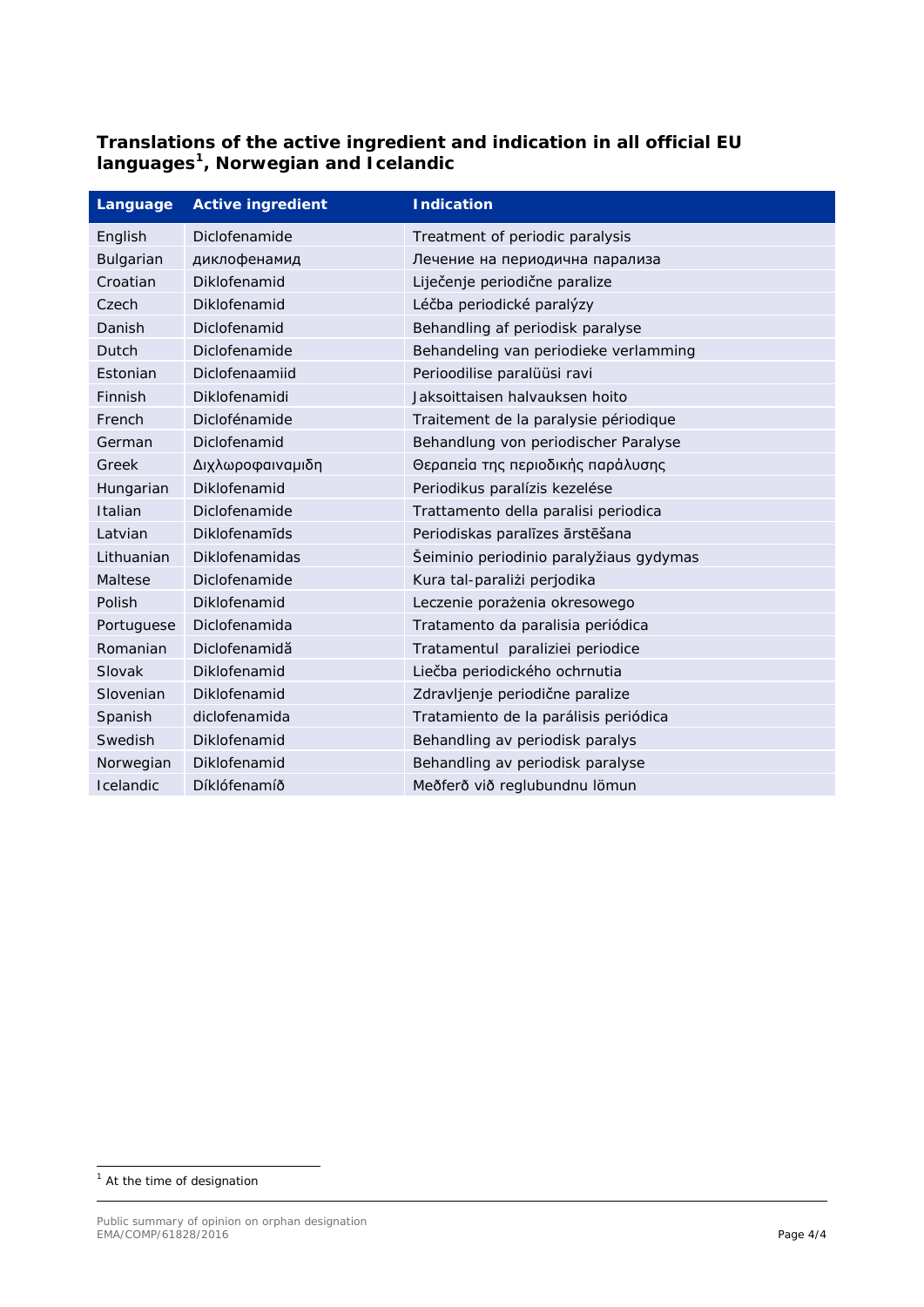### Translations of the active ingredient and indication in all official EU languages[1], Norwegian and Icelandic

| Language | Active ingredient | Indication |
|---|---|---|
| English | Diclofenamide | Treatment of periodic paralysis |
| Bulgarian | диклофенамид | Лечение на периодична парализа |
| Croatian | Diklofenamid | Liječenje periodične paralize |
| Czech | Diklofenamid | Léčba periodické paralýzy |
| Danish | Diclofenamid | Behandling af periodisk paralyse |
| Dutch | Diclofenamide | Behandeling van periodieke verlamming |
| Estonian | Diclofenaamiid | Perioodilise paralüüsi ravi |
| Finnish | Diklofenamidi | Jaksoittaisen halvauksen hoito |
| French | Diclofénamide | Traitement de la paralysie périodique |
| German | Diclofenamid | Behandlung von periodischer Paralyse |
| Greek | Διχλωροφαιναμιδη | Θεραπεία της περιοδικής παράλυσης |
| Hungarian | Diklofenamid | Periodikus paralízis kezelése |
| Italian | Diclofenamide | Trattamento della paralisi periodica |
| Latvian | Diklofenamīds | Periodiskas paralīzes ārstēšana |
| Lithuanian | Diklofenamidas | Šeiminio periodinio paralyžiaus gydymas |
| Maltese | Diclofenamide | Kura tal-paraliżi perjodika |
| Polish | Diklofenamid | Leczenie porażenia okresowego |
| Portuguese | Diclofenamida | Tratamento da paralisia periódica |
| Romanian | Diclofenamidă | Tratamentul paraliziei periodice |
| Slovak | Diklofenamid | Liečba periodického ochrnutia |
| Slovenian | Diklofenamid | Zdravljenje periodične paralize |
| Spanish | diclofenamida | Tratamiento de la parálisis periódica |
| Swedish | Diklofenamid | Behandling av periodisk paralys |
| Norwegian | Diklofenamid | Behandling av periodisk paralyse |
| Icelandic | Díklófenamíð | Meðferð við reglubundnu lömun |

[1] At the time of designation